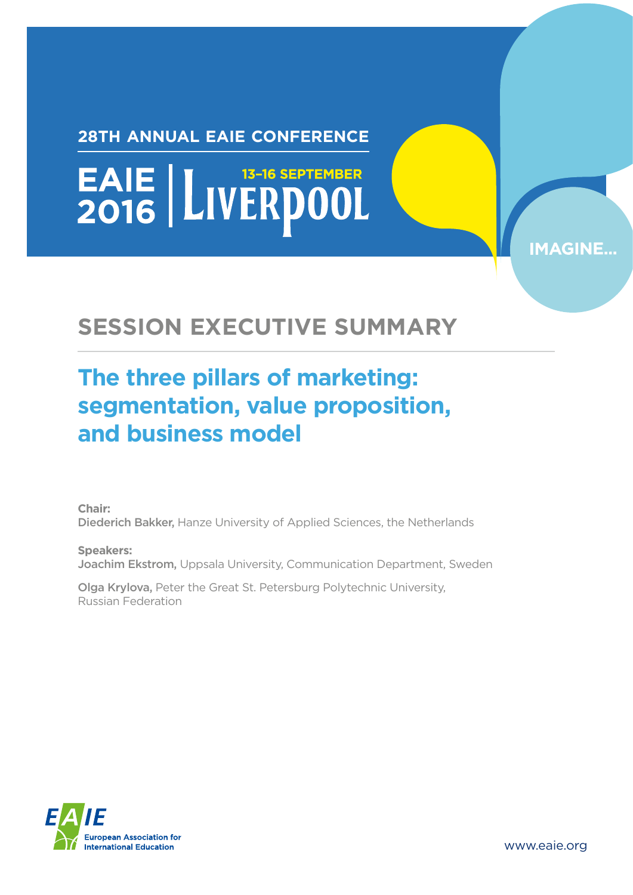28TH ANNUAL EAIE CONFERENCE

EAIE 2016 | LIVERPOOL 13–16 SEPTEMBER

IMAGINE...

# SESSION EXECUTIVE SUMMARY

## The three pillars of marketing: segmentation, value proposition, and business model

**Chair:**
**Diederich Bakker,** Hanze University of Applied Sciences, the Netherlands

**Speakers:**
**Joachim Ekstrom,** Uppsala University, Communication Department, Sweden

**Olga Krylova,** Peter the Great St. Petersburg Polytechnic University, Russian Federation

European Association for International Education

www.eaie.org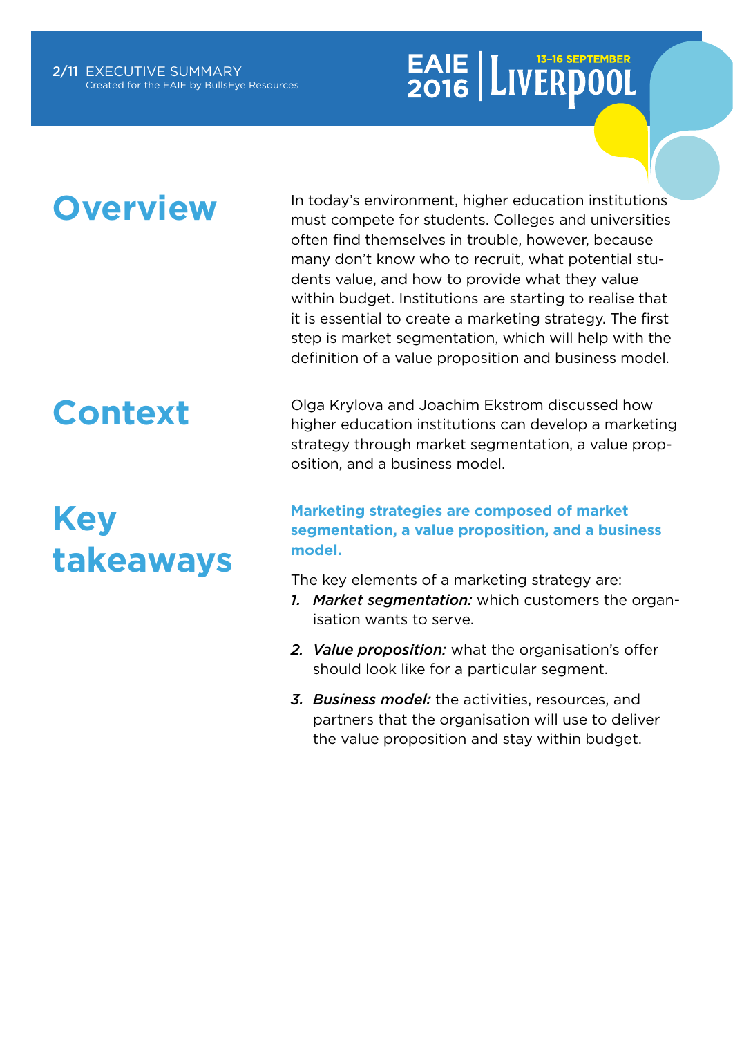## Overview

In today's environment, higher education institutions must compete for students. Colleges and universities often find themselves in trouble, however, because many don't know who to recruit, what potential students value, and how to provide what they value within budget. Institutions are starting to realise that it is essential to create a marketing strategy. The first step is market segmentation, which will help with the definition of a value proposition and business model.

## Context

Olga Krylova and Joachim Ekstrom discussed how higher education institutions can develop a marketing strategy through market segmentation, a value proposition, and a business model.

## Key takeaways

**Marketing strategies are composed of market segmentation, a value proposition, and a business model.**

The key elements of a marketing strategy are:

1. ***Market segmentation:*** which customers the organisation wants to serve.
2. ***Value proposition:*** what the organisation's offer should look like for a particular segment.
3. ***Business model:*** the activities, resources, and partners that the organisation will use to deliver the value proposition and stay within budget.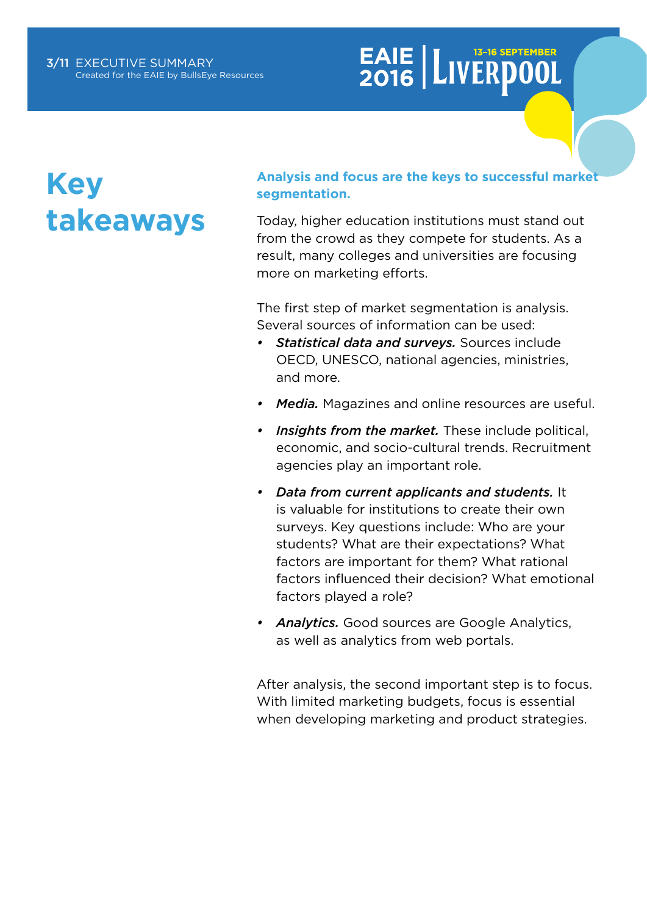# Key takeaways

**Analysis and focus are the keys to successful market segmentation.**

Today, higher education institutions must stand out from the crowd as they compete for students. As a result, many colleges and universities are focusing more on marketing efforts.

The first step of market segmentation is analysis. Several sources of information can be used:

- ***Statistical data and surveys.*** Sources include OECD, UNESCO, national agencies, ministries, and more.
- ***Media.*** Magazines and online resources are useful.
- ***Insights from the market.*** These include political, economic, and socio-cultural trends. Recruitment agencies play an important role.
- ***Data from current applicants and students.*** It is valuable for institutions to create their own surveys. Key questions include: Who are your students? What are their expectations? What factors are important for them? What rational factors influenced their decision? What emotional factors played a role?
- ***Analytics.*** Good sources are Google Analytics, as well as analytics from web portals.

After analysis, the second important step is to focus. With limited marketing budgets, focus is essential when developing marketing and product strategies.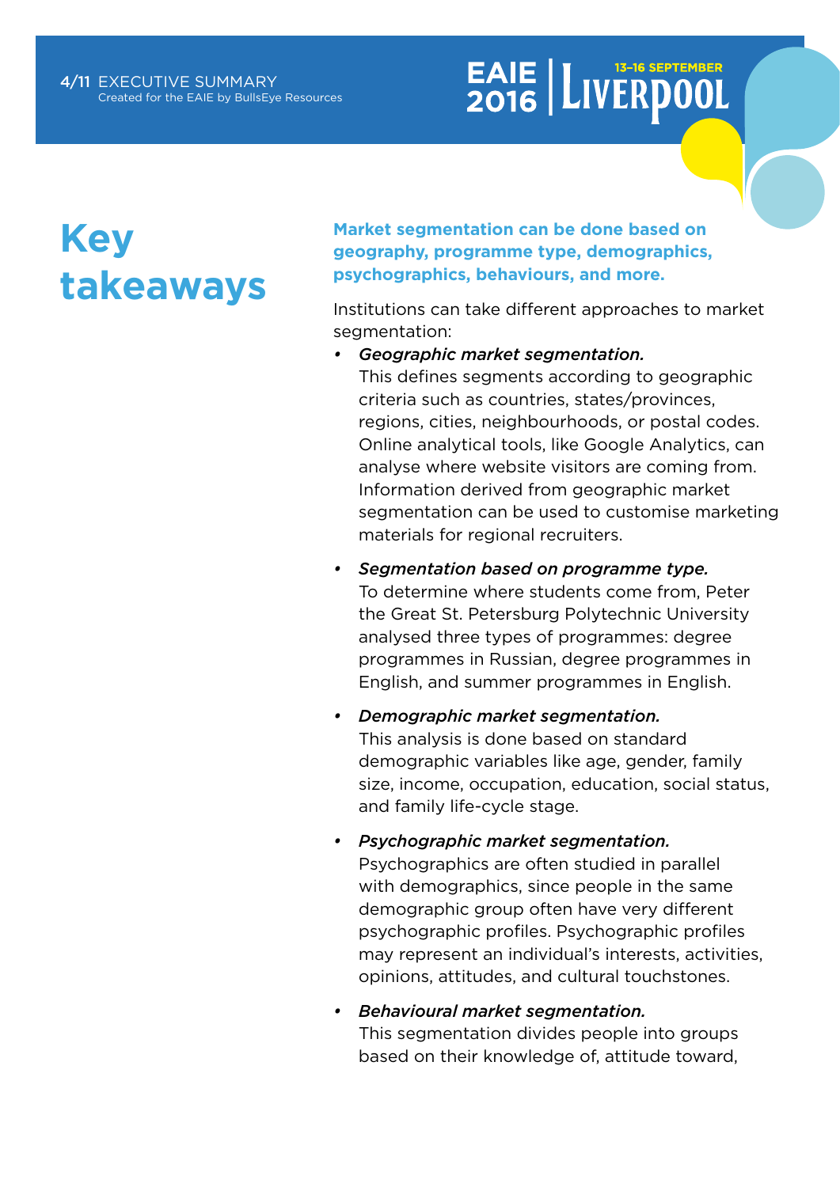# Key takeaways

**Market segmentation can be done based on geography, programme type, demographics, psychographics, behaviours, and more.**

Institutions can take different approaches to market segmentation:

- ***Geographic market segmentation.*** This defines segments according to geographic criteria such as countries, states/provinces, regions, cities, neighbourhoods, or postal codes. Online analytical tools, like Google Analytics, can analyse where website visitors are coming from. Information derived from geographic market segmentation can be used to customise marketing materials for regional recruiters.

- ***Segmentation based on programme type.*** To determine where students come from, Peter the Great St. Petersburg Polytechnic University analysed three types of programmes: degree programmes in Russian, degree programmes in English, and summer programmes in English.

- ***Demographic market segmentation.*** This analysis is done based on standard demographic variables like age, gender, family size, income, occupation, education, social status, and family life-cycle stage.

- ***Psychographic market segmentation.*** Psychographics are often studied in parallel with demographics, since people in the same demographic group often have very different psychographic profiles. Psychographic profiles may represent an individual's interests, activities, opinions, attitudes, and cultural touchstones.

- ***Behavioural market segmentation.*** This segmentation divides people into groups based on their knowledge of, attitude toward,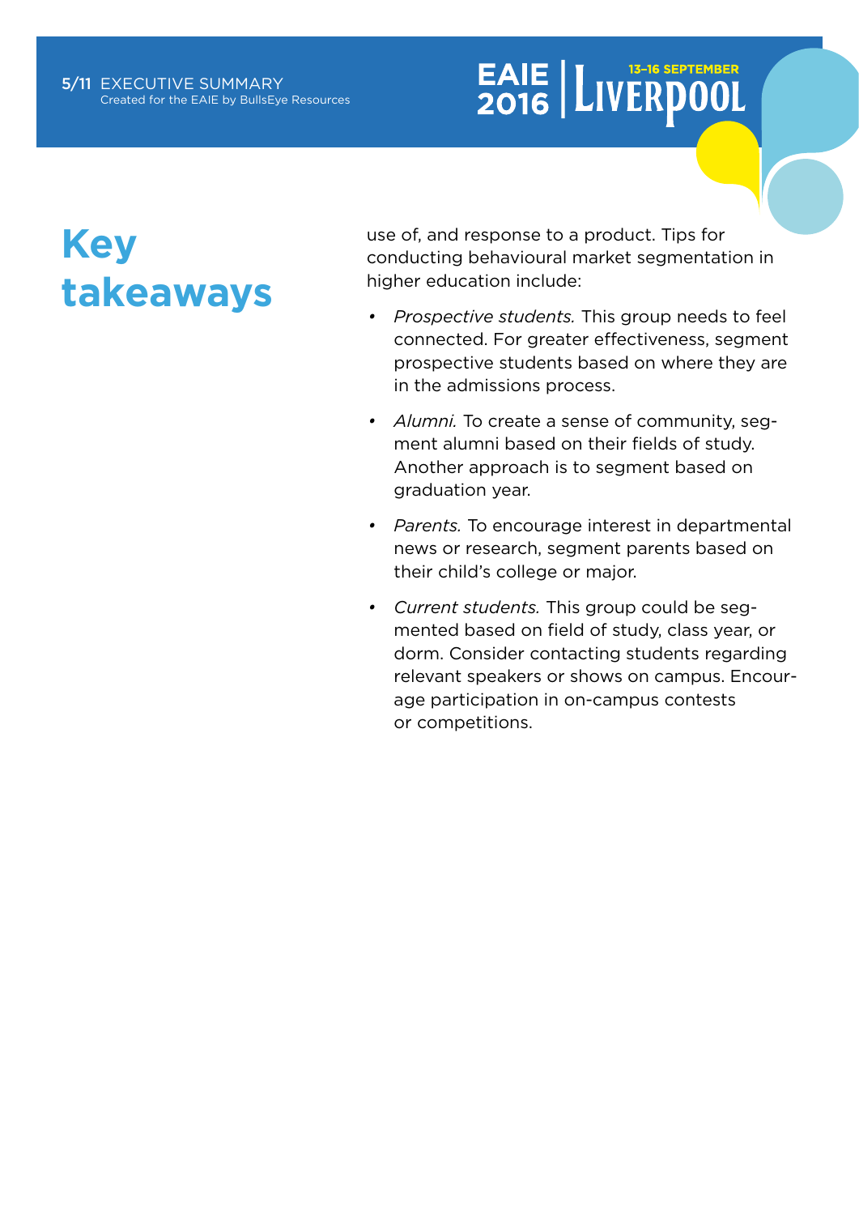# Key takeaways

use of, and response to a product. Tips for conducting behavioural market segmentation in higher education include:

- *Prospective students.* This group needs to feel connected. For greater effectiveness, segment prospective students based on where they are in the admissions process.
- *Alumni.* To create a sense of community, segment alumni based on their fields of study. Another approach is to segment based on graduation year.
- *Parents.* To encourage interest in departmental news or research, segment parents based on their child's college or major.
- *Current students.* This group could be segmented based on field of study, class year, or dorm. Consider contacting students regarding relevant speakers or shows on campus. Encourage participation in on-campus contests or competitions.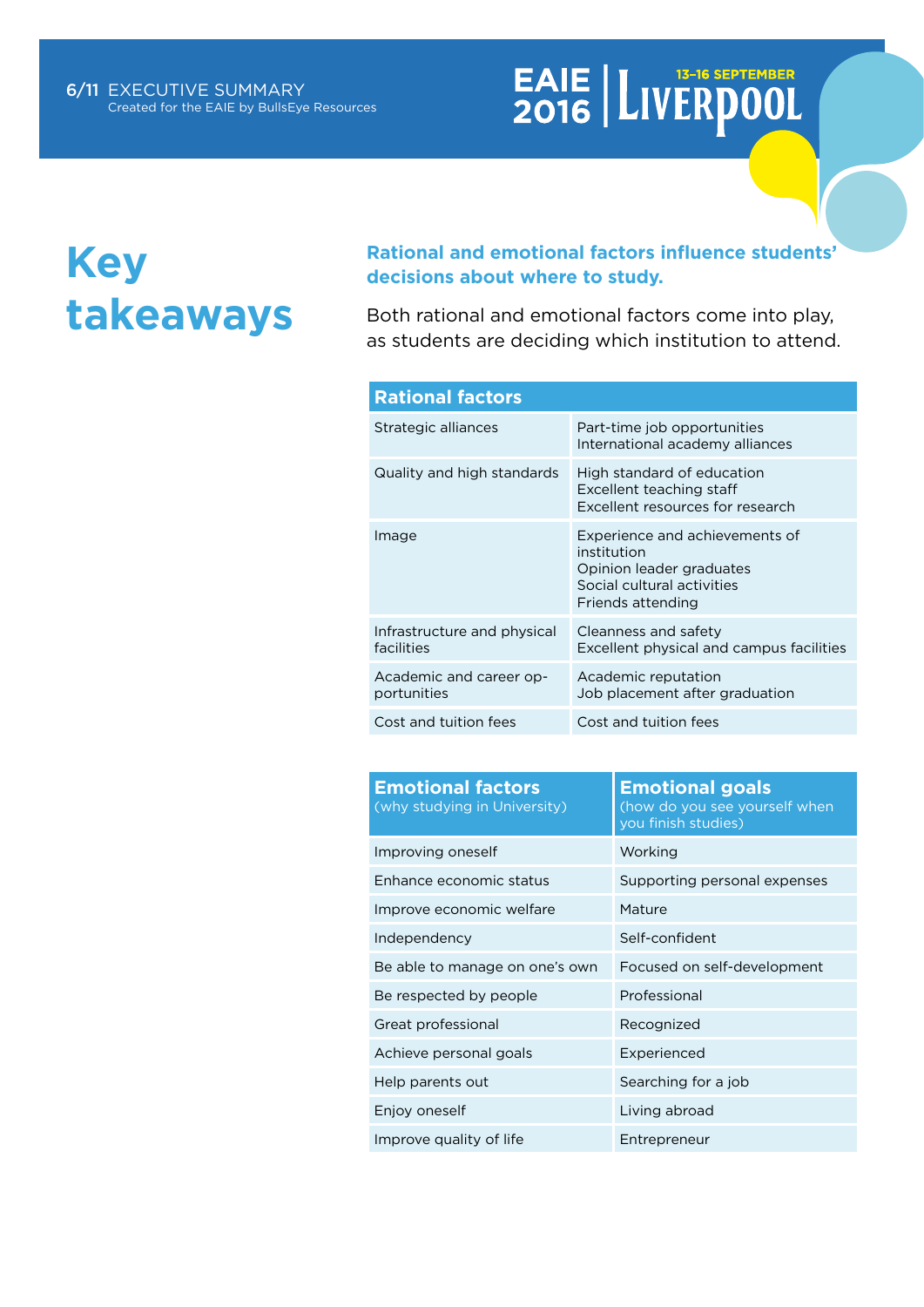# Key takeaways

**Rational and emotional factors influence students' decisions about where to study.**

Both rational and emotional factors come into play, as students are deciding which institution to attend.

| Rational factors | |
|---|---|
| Strategic alliances | Part-time job opportunities<br>International academy alliances |
| Quality and high standards | High standard of education<br>Excellent teaching staff<br>Excellent resources for research |
| Image | Experience and achievements of institution<br>Opinion leader graduates<br>Social cultural activities<br>Friends attending |
| Infrastructure and physical facilities | Cleanness and safety<br>Excellent physical and campus facilities |
| Academic and career opportunities | Academic reputation<br>Job placement after graduation |
| Cost and tuition fees | Cost and tuition fees |

| Emotional factors (why studying in University) | Emotional goals (how do you see yourself when you finish studies) |
|---|---|
| Improving oneself | Working |
| Enhance economic status | Supporting personal expenses |
| Improve economic welfare | Mature |
| Independency | Self-confident |
| Be able to manage on one's own | Focused on self-development |
| Be respected by people | Professional |
| Great professional | Recognized |
| Achieve personal goals | Experienced |
| Help parents out | Searching for a job |
| Enjoy oneself | Living abroad |
| Improve quality of life | Entrepreneur |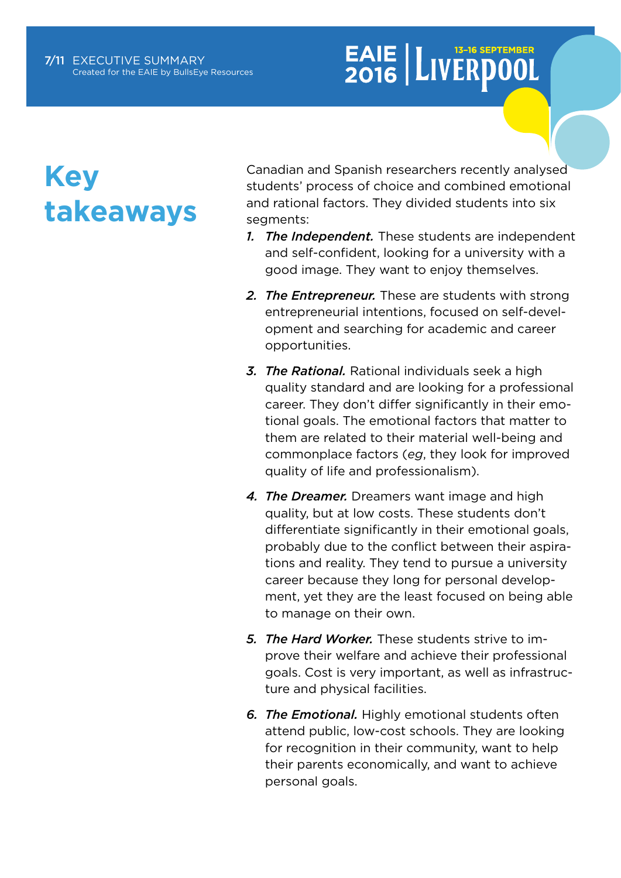# Key takeaways

Canadian and Spanish researchers recently analysed students' process of choice and combined emotional and rational factors. They divided students into six segments:

1. ***The Independent.*** These students are independent and self-confident, looking for a university with a good image. They want to enjoy themselves.
2. ***The Entrepreneur.*** These are students with strong entrepreneurial intentions, focused on self-development and searching for academic and career opportunities.
3. ***The Rational.*** Rational individuals seek a high quality standard and are looking for a professional career. They don't differ significantly in their emotional goals. The emotional factors that matter to them are related to their material well-being and commonplace factors (*eg*, they look for improved quality of life and professionalism).
4. ***The Dreamer.*** Dreamers want image and high quality, but at low costs. These students don't differentiate significantly in their emotional goals, probably due to the conflict between their aspirations and reality. They tend to pursue a university career because they long for personal development, yet they are the least focused on being able to manage on their own.
5. ***The Hard Worker.*** These students strive to improve their welfare and achieve their professional goals. Cost is very important, as well as infrastructure and physical facilities.
6. ***The Emotional.*** Highly emotional students often attend public, low-cost schools. They are looking for recognition in their community, want to help their parents economically, and want to achieve personal goals.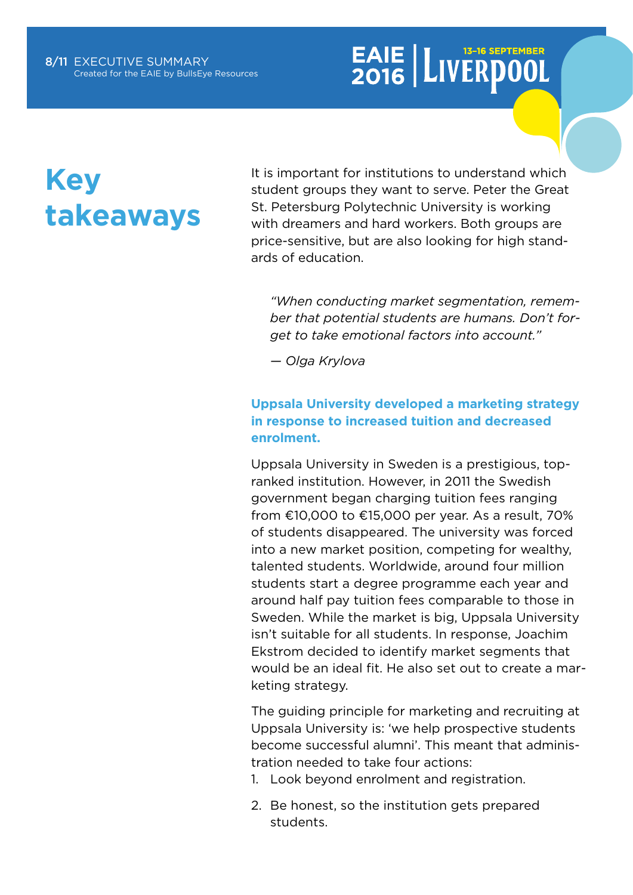# Key takeaways

It is important for institutions to understand which student groups they want to serve. Peter the Great St. Petersburg Polytechnic University is working with dreamers and hard workers. Both groups are price-sensitive, but are also looking for high standards of education.

> *"When conducting market segmentation, remember that potential students are humans. Don't forget to take emotional factors into account."*
>
> *— Olga Krylova*

**Uppsala University developed a marketing strategy in response to increased tuition and decreased enrolment.**

Uppsala University in Sweden is a prestigious, top-ranked institution. However, in 2011 the Swedish government began charging tuition fees ranging from €10,000 to €15,000 per year. As a result, 70% of students disappeared. The university was forced into a new market position, competing for wealthy, talented students. Worldwide, around four million students start a degree programme each year and around half pay tuition fees comparable to those in Sweden. While the market is big, Uppsala University isn't suitable for all students. In response, Joachim Ekstrom decided to identify market segments that would be an ideal fit. He also set out to create a marketing strategy.

The guiding principle for marketing and recruiting at Uppsala University is: 'we help prospective students become successful alumni'. This meant that administration needed to take four actions:

1. Look beyond enrolment and registration.
2. Be honest, so the institution gets prepared students.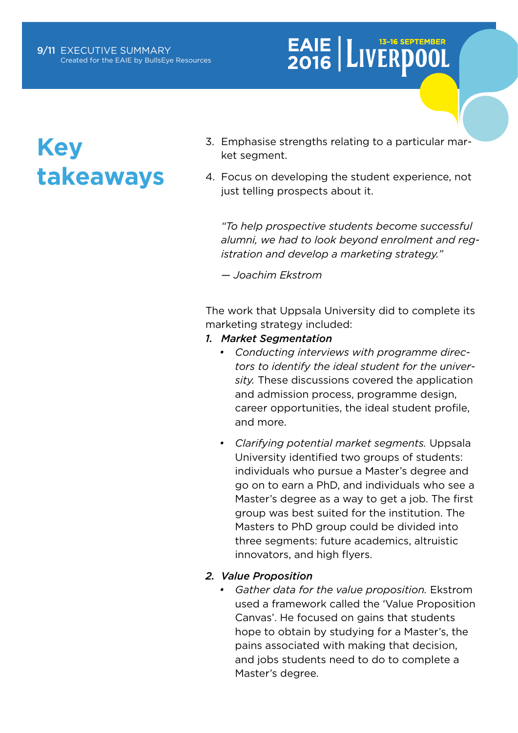# Key takeaways

3. Emphasise strengths relating to a particular market segment.
4. Focus on developing the student experience, not just telling prospects about it.

*"To help prospective students become successful alumni, we had to look beyond enrolment and registration and develop a marketing strategy."*

*— Joachim Ekstrom*

The work that Uppsala University did to complete its marketing strategy included:

1. ***Market Segmentation***
   - *Conducting interviews with programme directors to identify the ideal student for the university.* These discussions covered the application and admission process, programme design, career opportunities, the ideal student profile, and more.
   - *Clarifying potential market segments.* Uppsala University identified two groups of students: individuals who pursue a Master's degree and go on to earn a PhD, and individuals who see a Master's degree as a way to get a job. The first group was best suited for the institution. The Masters to PhD group could be divided into three segments: future academics, altruistic innovators, and high flyers.
2. ***Value Proposition***
   - *Gather data for the value proposition.* Ekstrom used a framework called the 'Value Proposition Canvas'. He focused on gains that students hope to obtain by studying for a Master's, the pains associated with making that decision, and jobs students need to do to complete a Master's degree.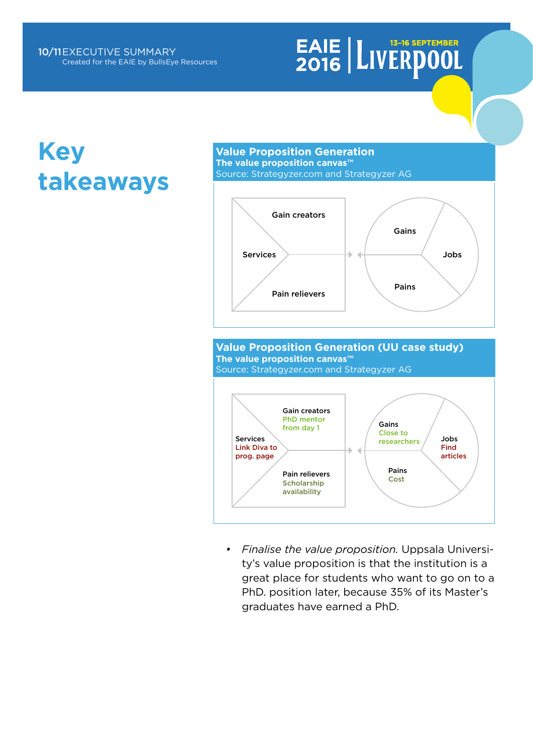# Key takeaways

**Value Proposition Generation**
**The value proposition canvas™**
Source: Strategyzer.com and Strategyzer AG

Gain creators

Services

Pain relievers

Gains

Jobs

Pains

**Value Proposition Generation (UU case study)**
**The value proposition canvas™**
Source: Strategyzer.com and Strategyzer AG

Gain creators
PhD mentor from day 1

Services
Link Diva to prog. page

Pain relievers
Scholarship availability

Gains
Close to researchers

Jobs
Find articles

Pains
Cost

- *Finalise the value proposition.* Uppsala University's value proposition is that the institution is a great place for students who want to go on to a PhD. position later, because 35% of its Master's graduates have earned a PhD.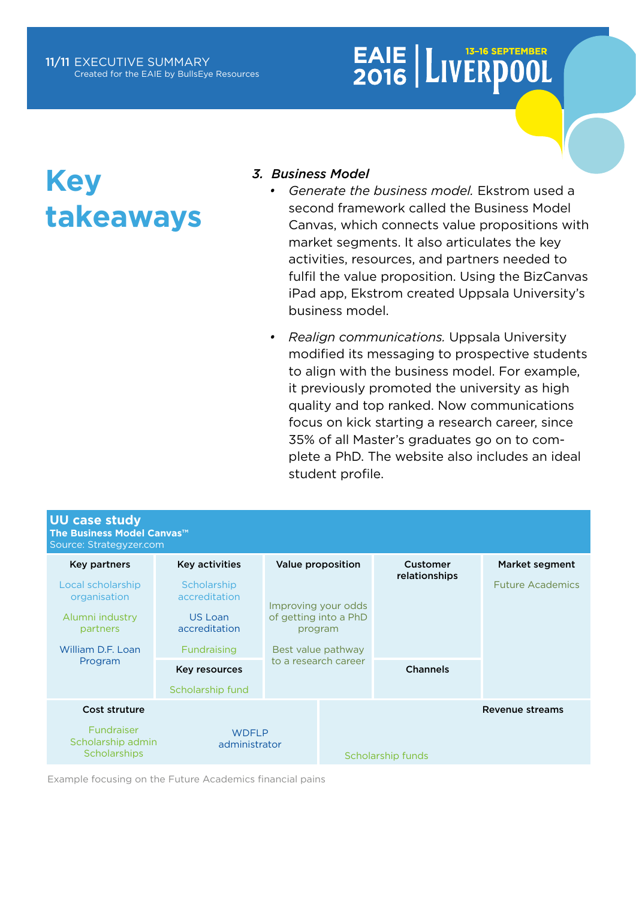# Key takeaways

### 3. *Business Model*

- *Generate the business model.* Ekstrom used a second framework called the Business Model Canvas, which connects value propositions with market segments. It also articulates the key activities, resources, and partners needed to fulfil the value proposition. Using the BizCanvas iPad app, Ekstrom created Uppsala University's business model.

- *Realign communications.* Uppsala University modified its messaging to prospective students to align with the business model. For example, it previously promoted the university as high quality and top ranked. Now communications focus on kick starting a research career, since 35% of all Master's graduates go on to complete a PhD. The website also includes an ideal student profile.

**UU case study**
**The Business Model Canvas™**
Source: Strategyzer.com

| Key partners | Key activities | Value proposition | Customer relationships | Market segment |
|---|---|---|---|---|
| Local scholarship organisation<br>Alumni industry partners<br>William D.F. Loan Program | Scholarship accreditation<br>US Loan accreditation<br>Fundraising | Improving your odds of getting into a PhD program<br>Best value pathway to a research career | | Future Academics |
| | **Key resources** | | **Channels** | |
| | Scholarship fund | | | |
| **Cost struture** | | | **Revenue streams** | |
| Fundraiser<br>Scholarship admin<br>Scholarships | WDFLP administrator | | Scholarship funds | |

Example focusing on the Future Academics financial pains